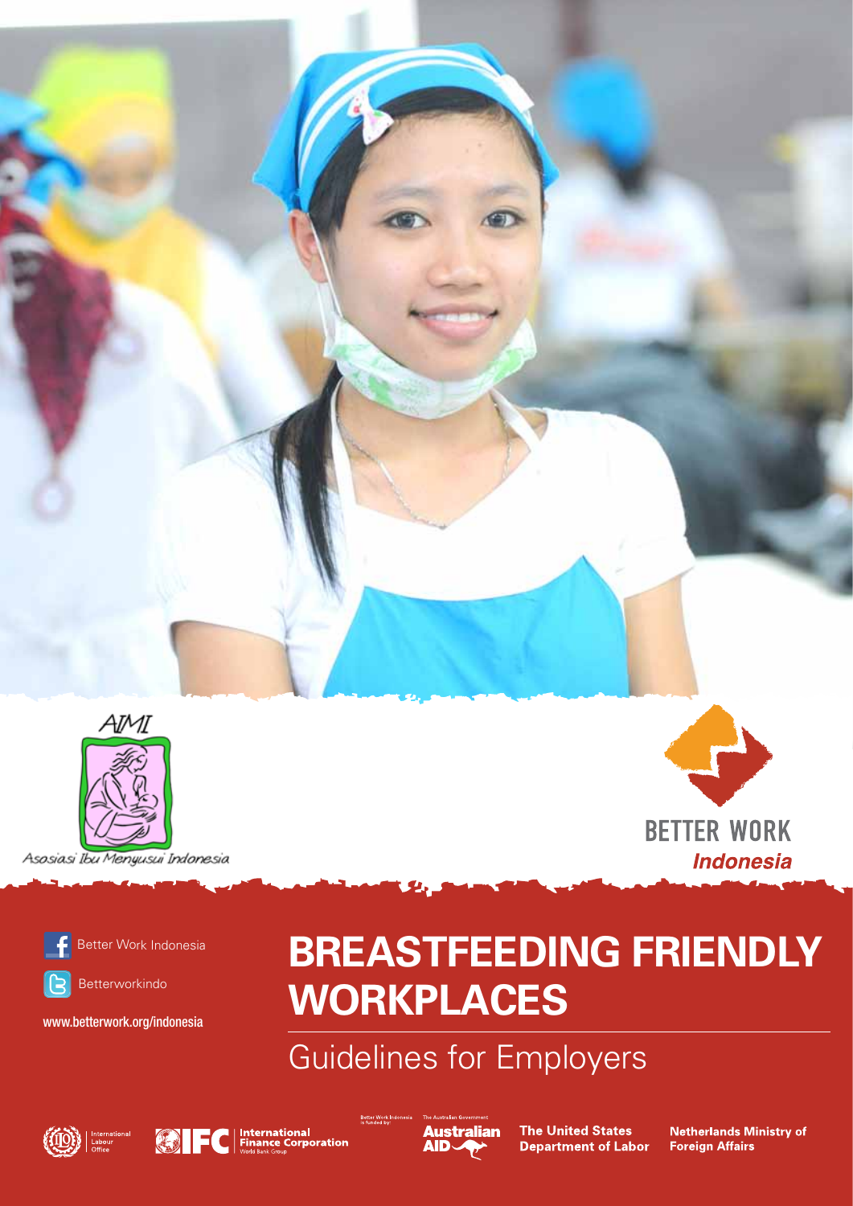AIMI

Asosiasi Ibu Menyusui Indonesia

BETTER WORK

*Indonesia*

Better Work Indonesia

Betterworkindo

www.betterwork.org/indonesia

# BREASTFEEDING FRIENDLY WORKPLACES

## Guidelines for Employers

International Labour Office

International Finance Corporation

World Bank Group

Better Work Indonesia is funded by:

The Australian Government

Australian AID

The United States Department of Labor

Netherlands Ministry of Foreign Affairs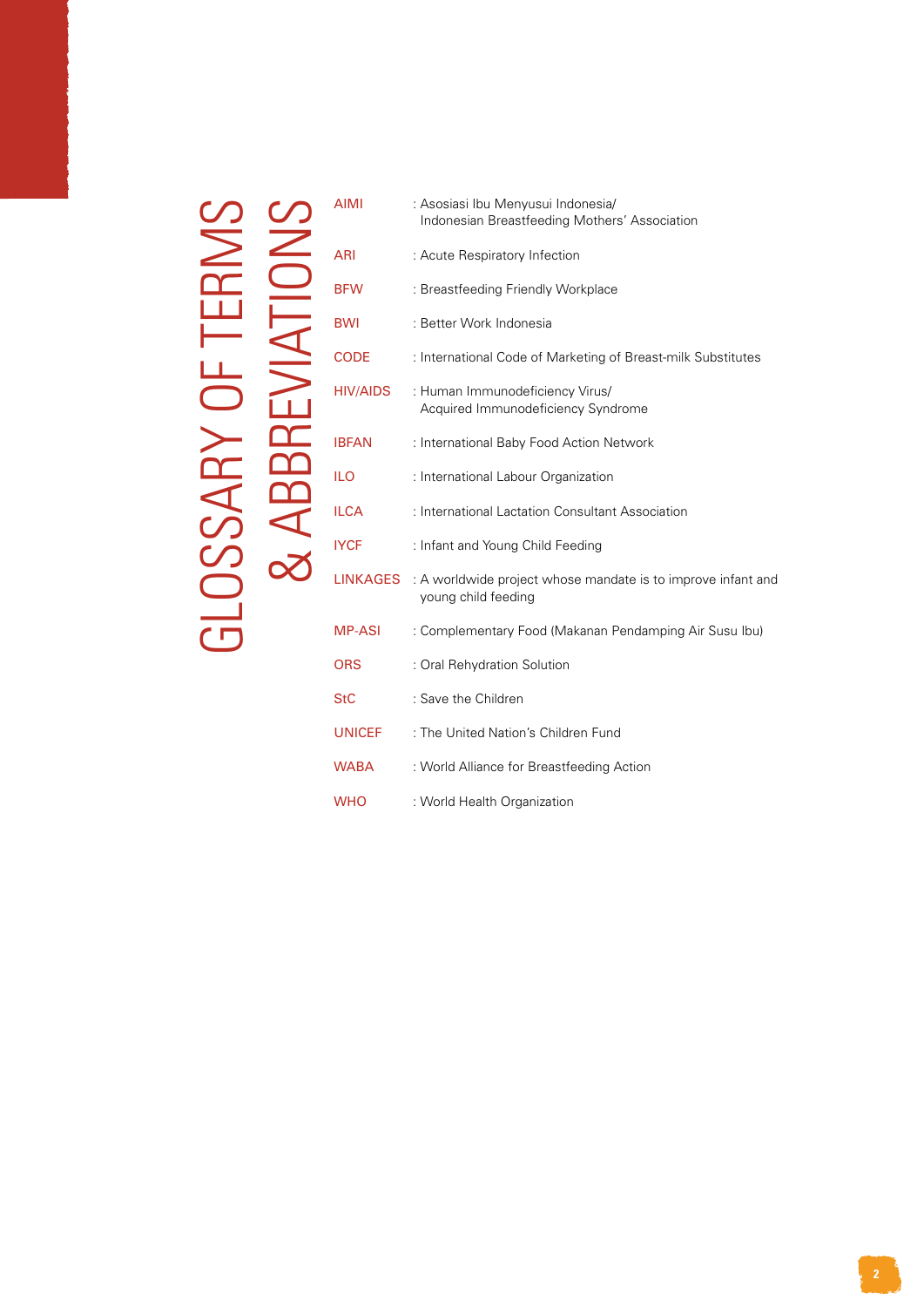# GLOSSARY OF TERMS & ABBREVIATIONS

| | |
|---|---|
| AIMI | : Asosiasi Ibu Menyusui Indonesia/ Indonesian Breastfeeding Mothers' Association |
| ARI | : Acute Respiratory Infection |
| BFW | : Breastfeeding Friendly Workplace |
| BWI | : Better Work Indonesia |
| CODE | : International Code of Marketing of Breast-milk Substitutes |
| HIV/AIDS | : Human Immunodeficiency Virus/ Acquired Immunodeficiency Syndrome |
| IBFAN | : International Baby Food Action Network |
| ILO | : International Labour Organization |
| ILCA | : International Lactation Consultant Association |
| IYCF | : Infant and Young Child Feeding |
| LINKAGES | : A worldwide project whose mandate is to improve infant and young child feeding |
| MP-ASI | : Complementary Food (Makanan Pendamping Air Susu Ibu) |
| ORS | : Oral Rehydration Solution |
| StC | : Save the Children |
| UNICEF | : The United Nation's Children Fund |
| WABA | : World Alliance for Breastfeeding Action |
| WHO | : World Health Organization |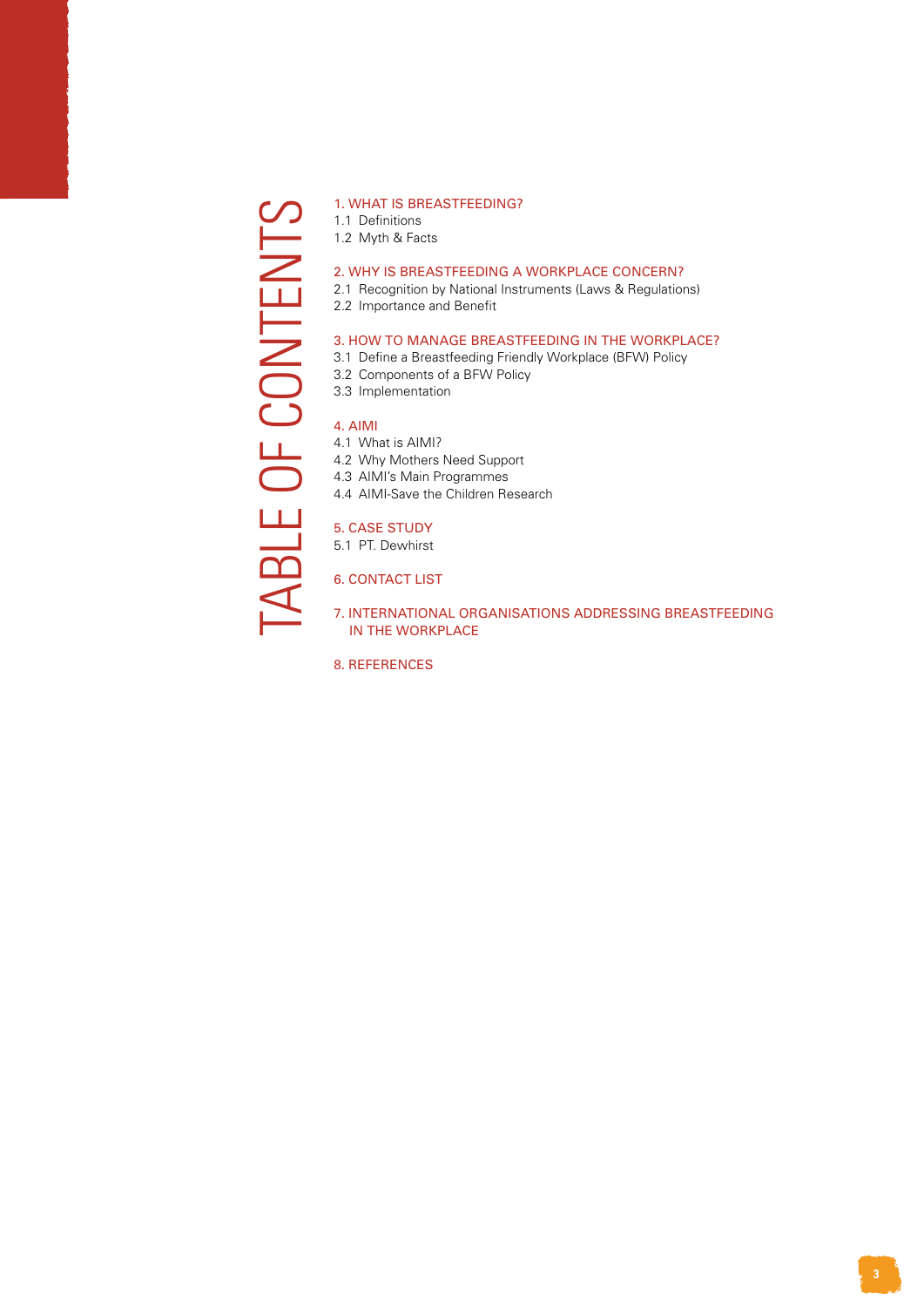# TABLE OF CONTENTS

1. WHAT IS BREASTFEEDING?
   - 1.1 Definitions
   - 1.2 Myth & Facts

2. WHY IS BREASTFEEDING A WORKPLACE CONCERN?
   - 2.1 Recognition by National Instruments (Laws & Regulations)
   - 2.2 Importance and Benefit

3. HOW TO MANAGE BREASTFEEDING IN THE WORKPLACE?
   - 3.1 Define a Breastfeeding Friendly Workplace (BFW) Policy
   - 3.2 Components of a BFW Policy
   - 3.3 Implementation

4. AIMI
   - 4.1 What is AIMI?
   - 4.2 Why Mothers Need Support
   - 4.3 AIMI's Main Programmes
   - 4.4 AIMI-Save the Children Research

5. CASE STUDY
   - 5.1 PT. Dewhirst

6. CONTACT LIST

7. INTERNATIONAL ORGANISATIONS ADDRESSING BREASTFEEDING IN THE WORKPLACE

8. REFERENCES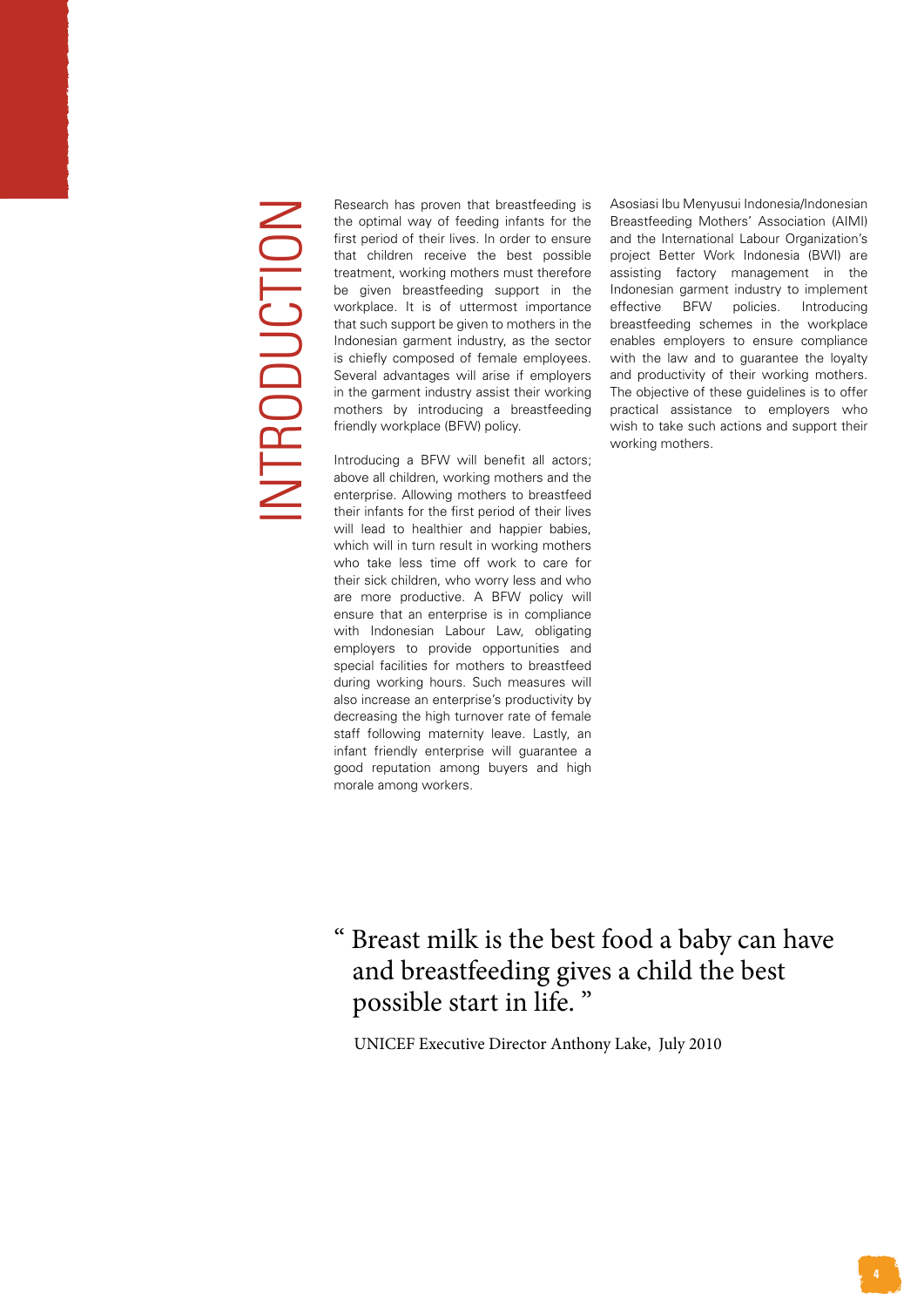# INTRODUCTION

Research has proven that breastfeeding is the optimal way of feeding infants for the first period of their lives. In order to ensure that children receive the best possible treatment, working mothers must therefore be given breastfeeding support in the workplace. It is of uttermost importance that such support be given to mothers in the Indonesian garment industry, as the sector is chiefly composed of female employees. Several advantages will arise if employers in the garment industry assist their working mothers by introducing a breastfeeding friendly workplace (BFW) policy.

Introducing a BFW will benefit all actors; above all children, working mothers and the enterprise. Allowing mothers to breastfeed their infants for the first period of their lives will lead to healthier and happier babies, which will in turn result in working mothers who take less time off work to care for their sick children, who worry less and who are more productive. A BFW policy will ensure that an enterprise is in compliance with Indonesian Labour Law, obligating employers to provide opportunities and special facilities for mothers to breastfeed during working hours. Such measures will also increase an enterprise's productivity by decreasing the high turnover rate of female staff following maternity leave. Lastly, an infant friendly enterprise will guarantee a good reputation among buyers and high morale among workers.

Asosiasi Ibu Menyusui Indonesia/Indonesian Breastfeeding Mothers' Association (AIMI) and the International Labour Organization's project Better Work Indonesia (BWI) are assisting factory management in the Indonesian garment industry to implement effective BFW policies. Introducing breastfeeding schemes in the workplace enables employers to ensure compliance with the law and to guarantee the loyalty and productivity of their working mothers. The objective of these guidelines is to offer practical assistance to employers who wish to take such actions and support their working mothers.

> " Breast milk is the best food a baby can have and breastfeeding gives a child the best possible start in life. "
>
> UNICEF Executive Director Anthony Lake, July 2010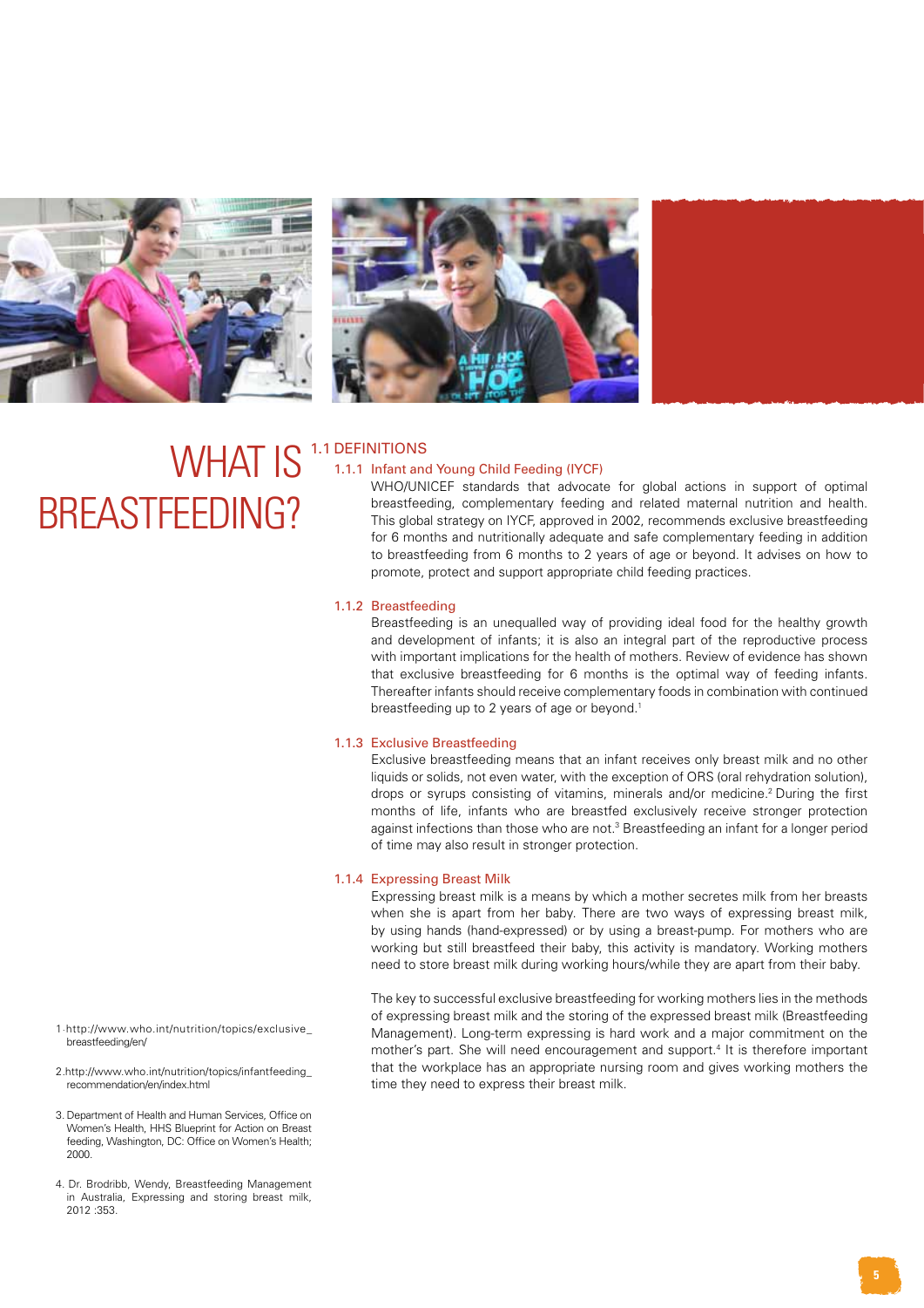# WHAT IS BREASTFEEDING?

## 1.1 DEFINITIONS

### 1.1.1 Infant and Young Child Feeding (IYCF)

WHO/UNICEF standards that advocate for global actions in support of optimal breastfeeding, complementary feeding and related maternal nutrition and health. This global strategy on IYCF, approved in 2002, recommends exclusive breastfeeding for 6 months and nutritionally adequate and safe complementary feeding in addition to breastfeeding from 6 months to 2 years of age or beyond. It advises on how to promote, protect and support appropriate child feeding practices.

### 1.1.2 Breastfeeding

Breastfeeding is an unequalled way of providing ideal food for the healthy growth and development of infants; it is also an integral part of the reproductive process with important implications for the health of mothers. Review of evidence has shown that exclusive breastfeeding for 6 months is the optimal way of feeding infants. Thereafter infants should receive complementary foods in combination with continued breastfeeding up to 2 years of age or beyond.[1]

### 1.1.3 Exclusive Breastfeeding

Exclusive breastfeeding means that an infant receives only breast milk and no other liquids or solids, not even water, with the exception of ORS (oral rehydration solution), drops or syrups consisting of vitamins, minerals and/or medicine.[2] During the first months of life, infants who are breastfed exclusively receive stronger protection against infections than those who are not.[3] Breastfeeding an infant for a longer period of time may also result in stronger protection.

### 1.1.4 Expressing Breast Milk

Expressing breast milk is a means by which a mother secretes milk from her breasts when she is apart from her baby. There are two ways of expressing breast milk, by using hands (hand-expressed) or by using a breast-pump. For mothers who are working but still breastfeed their baby, this activity is mandatory. Working mothers need to store breast milk during working hours/while they are apart from their baby.

The key to successful exclusive breastfeeding for working mothers lies in the methods of expressing breast milk and the storing of the expressed breast milk (Breastfeeding Management). Long-term expressing is hard work and a major commitment on the mother's part. She will need encouragement and support.[4] It is therefore important that the workplace has an appropriate nursing room and gives working mothers the time they need to express their breast milk.

---

1. http://www.who.int/nutrition/topics/exclusive_breastfeeding/en/

2. http://www.who.int/nutrition/topics/infantfeeding_recommendation/en/index.html

3. Department of Health and Human Services, Office on Women's Health, HHS Blueprint for Action on Breast feeding, Washington, DC: Office on Women's Health; 2000.

4. Dr. Brodribb, Wendy, Breastfeeding Management in Australia, Expressing and storing breast milk, 2012 :353.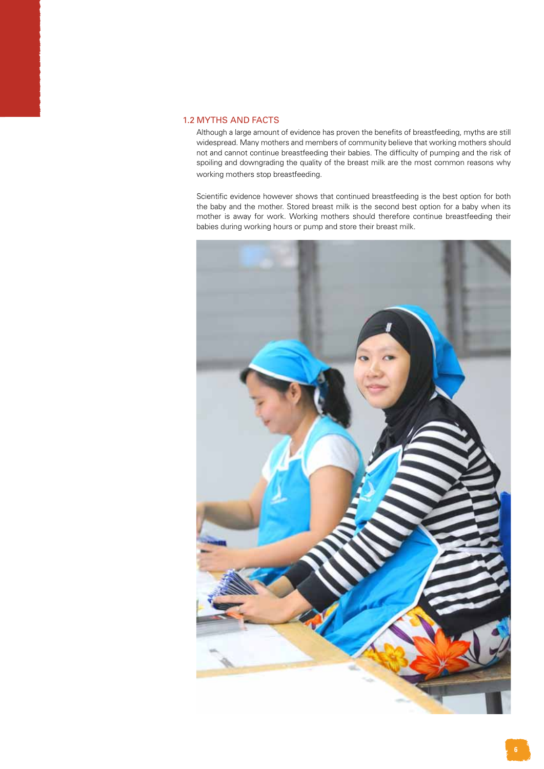## 1.2 MYTHS AND FACTS

Although a large amount of evidence has proven the benefits of breastfeeding, myths are still widespread. Many mothers and members of community believe that working mothers should not and cannot continue breastfeeding their babies. The difficulty of pumping and the risk of spoiling and downgrading the quality of the breast milk are the most common reasons why working mothers stop breastfeeding.

Scientific evidence however shows that continued breastfeeding is the best option for both the baby and the mother. Stored breast milk is the second best option for a baby when its mother is away for work. Working mothers should therefore continue breastfeeding their babies during working hours or pump and store their breast milk.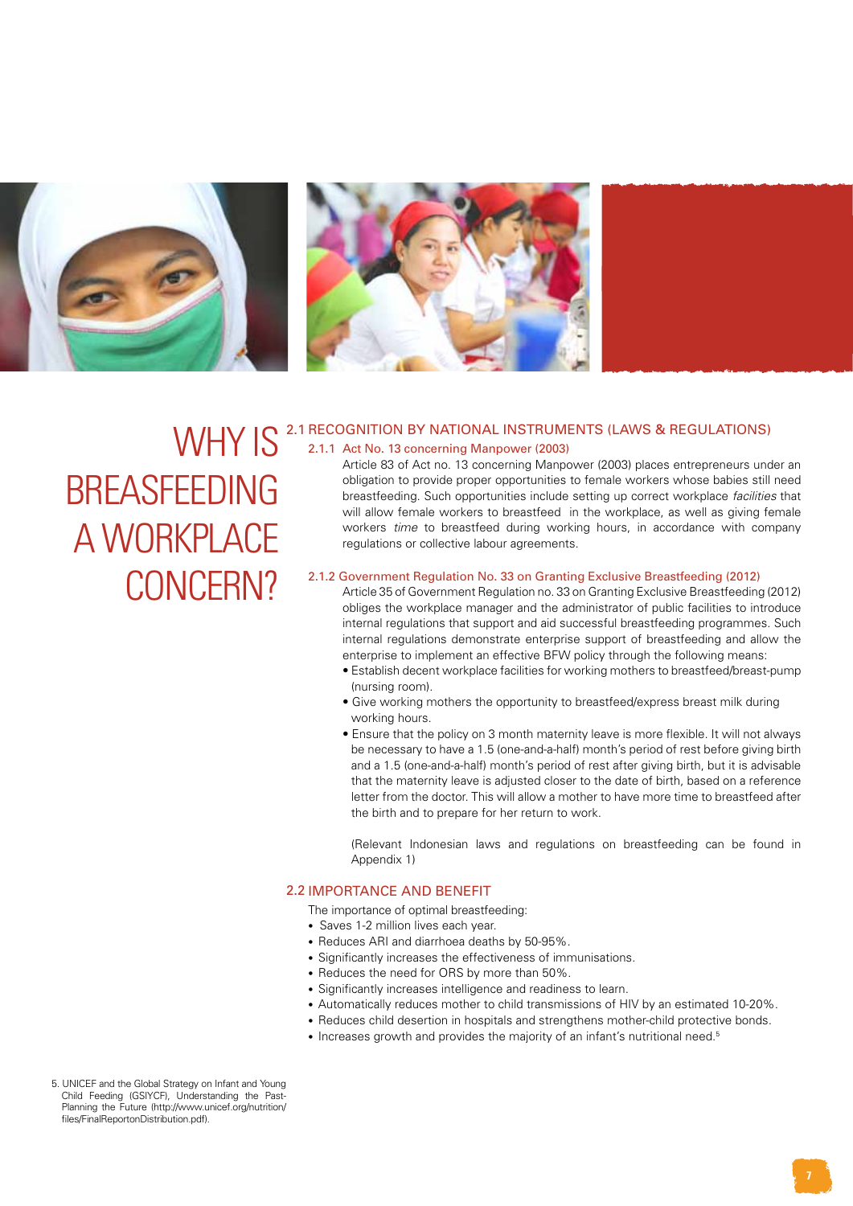# WHY IS BREASFEEDING A WORKPLACE CONCERN?

## 2.1 RECOGNITION BY NATIONAL INSTRUMENTS (LAWS & REGULATIONS)

### 2.1.1 Act No. 13 concerning Manpower (2003)

Article 83 of Act no. 13 concerning Manpower (2003) places entrepreneurs under an obligation to provide proper opportunities to female workers whose babies still need breastfeeding. Such opportunities include setting up correct workplace *facilities* that will allow female workers to breastfeed in the workplace, as well as giving female workers *time* to breastfeed during working hours, in accordance with company regulations or collective labour agreements.

### 2.1.2 Government Regulation No. 33 on Granting Exclusive Breastfeeding (2012)

Article 35 of Government Regulation no. 33 on Granting Exclusive Breastfeeding (2012) obliges the workplace manager and the administrator of public facilities to introduce internal regulations that support and aid successful breastfeeding programmes. Such internal regulations demonstrate enterprise support of breastfeeding and allow the enterprise to implement an effective BFW policy through the following means:

- Establish decent workplace facilities for working mothers to breastfeed/breast-pump (nursing room).
- Give working mothers the opportunity to breastfeed/express breast milk during working hours.
- Ensure that the policy on 3 month maternity leave is more flexible. It will not always be necessary to have a 1.5 (one-and-a-half) month's period of rest before giving birth and a 1.5 (one-and-a-half) month's period of rest after giving birth, but it is advisable that the maternity leave is adjusted closer to the date of birth, based on a reference letter from the doctor. This will allow a mother to have more time to breastfeed after the birth and to prepare for her return to work.

(Relevant Indonesian laws and regulations on breastfeeding can be found in Appendix 1)

## 2.2 IMPORTANCE AND BENEFIT

The importance of optimal breastfeeding:

- Saves 1-2 million lives each year.
- Reduces ARI and diarrhoea deaths by 50-95%.
- Significantly increases the effectiveness of immunisations.
- Reduces the need for ORS by more than 50%.
- Significantly increases intelligence and readiness to learn.
- Automatically reduces mother to child transmissions of HIV by an estimated 10-20%.
- Reduces child desertion in hospitals and strengthens mother-child protective bonds.
- Increases growth and provides the majority of an infant's nutritional need.[5]

5. UNICEF and the Global Strategy on Infant and Young Child Feeding (GSIYCF), Understanding the Past-Planning the Future (http://www.unicef.org/nutrition/files/FinalReportonDistribution.pdf).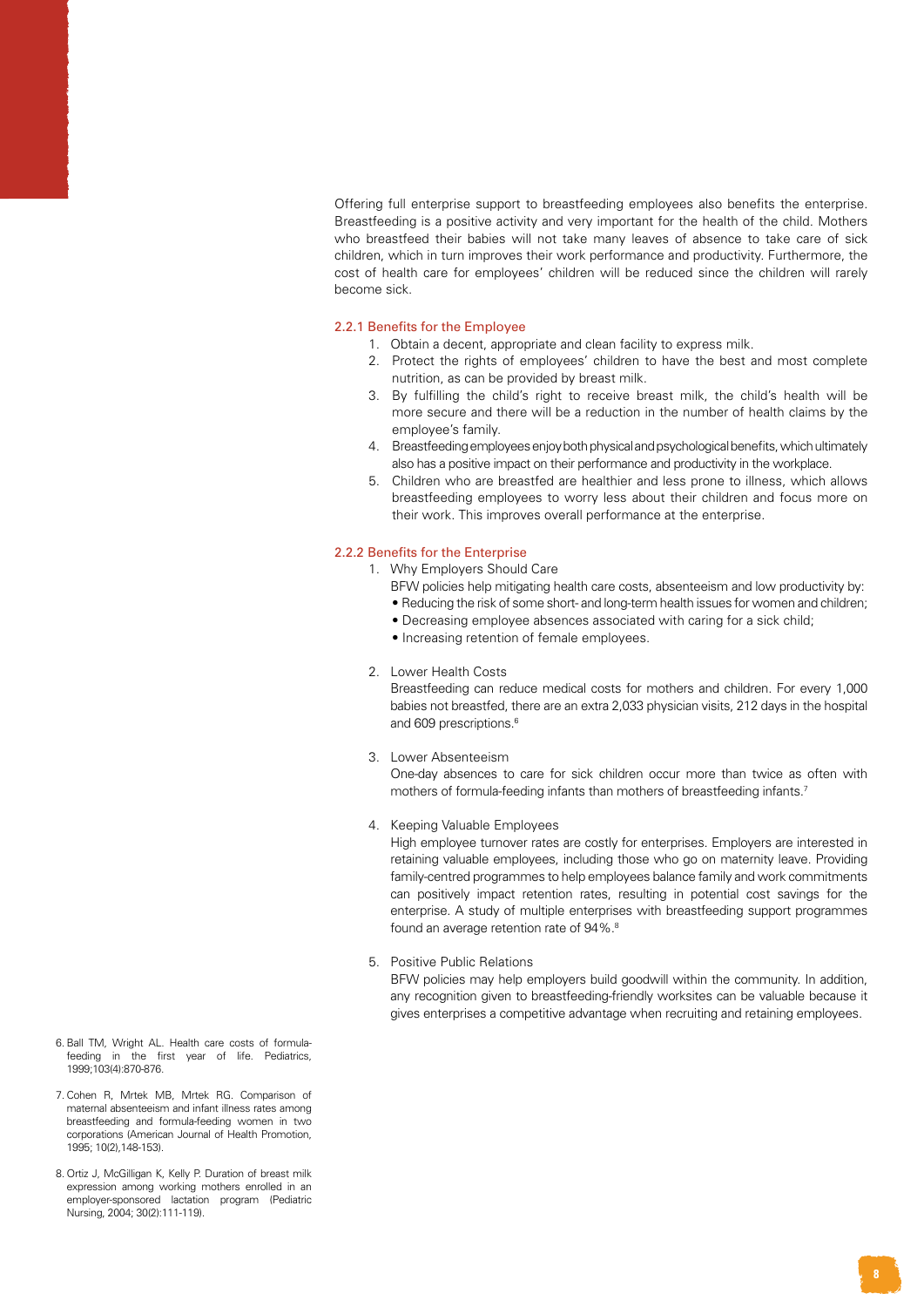Offering full enterprise support to breastfeeding employees also benefits the enterprise. Breastfeeding is a positive activity and very important for the health of the child. Mothers who breastfeed their babies will not take many leaves of absence to take care of sick children, which in turn improves their work performance and productivity. Furthermore, the cost of health care for employees' children will be reduced since the children will rarely become sick.

### 2.2.1 Benefits for the Employee

1. Obtain a decent, appropriate and clean facility to express milk.
2. Protect the rights of employees' children to have the best and most complete nutrition, as can be provided by breast milk.
3. By fulfilling the child's right to receive breast milk, the child's health will be more secure and there will be a reduction in the number of health claims by the employee's family.
4. Breastfeeding employees enjoy both physical and psychological benefits, which ultimately also has a positive impact on their performance and productivity in the workplace.
5. Children who are breastfed are healthier and less prone to illness, which allows breastfeeding employees to worry less about their children and focus more on their work. This improves overall performance at the enterprise.

### 2.2.2 Benefits for the Enterprise

1. Why Employers Should Care

   BFW policies help mitigating health care costs, absenteeism and low productivity by:
   - Reducing the risk of some short- and long-term health issues for women and children;
   - Decreasing employee absences associated with caring for a sick child;
   - Increasing retention of female employees.

2. Lower Health Costs

   Breastfeeding can reduce medical costs for mothers and children. For every 1,000 babies not breastfed, there are an extra 2,033 physician visits, 212 days in the hospital and 609 prescriptions.[6]

3. Lower Absenteeism

   One-day absences to care for sick children occur more than twice as often with mothers of formula-feeding infants than mothers of breastfeeding infants.[7]

4. Keeping Valuable Employees

   High employee turnover rates are costly for enterprises. Employers are interested in retaining valuable employees, including those who go on maternity leave. Providing family-centred programmes to help employees balance family and work commitments can positively impact retention rates, resulting in potential cost savings for the enterprise. A study of multiple enterprises with breastfeeding support programmes found an average retention rate of 94%.[8]

5. Positive Public Relations

   BFW policies may help employers build goodwill within the community. In addition, any recognition given to breastfeeding-friendly worksites can be valuable because it gives enterprises a competitive advantage when recruiting and retaining employees.

---

6. Ball TM, Wright AL. Health care costs of formula-feeding in the first year of life. Pediatrics, 1999;103(4):870-876.

7. Cohen R, Mrtek MB, Mrtek RG. Comparison of maternal absenteeism and infant illness rates among breastfeeding and formula-feeding women in two corporations (American Journal of Health Promotion, 1995; 10(2),148-153).

8. Ortiz J, McGilligan K, Kelly P. Duration of breast milk expression among working mothers enrolled in an employer-sponsored lactation program (Pediatric Nursing, 2004; 30(2):111-119).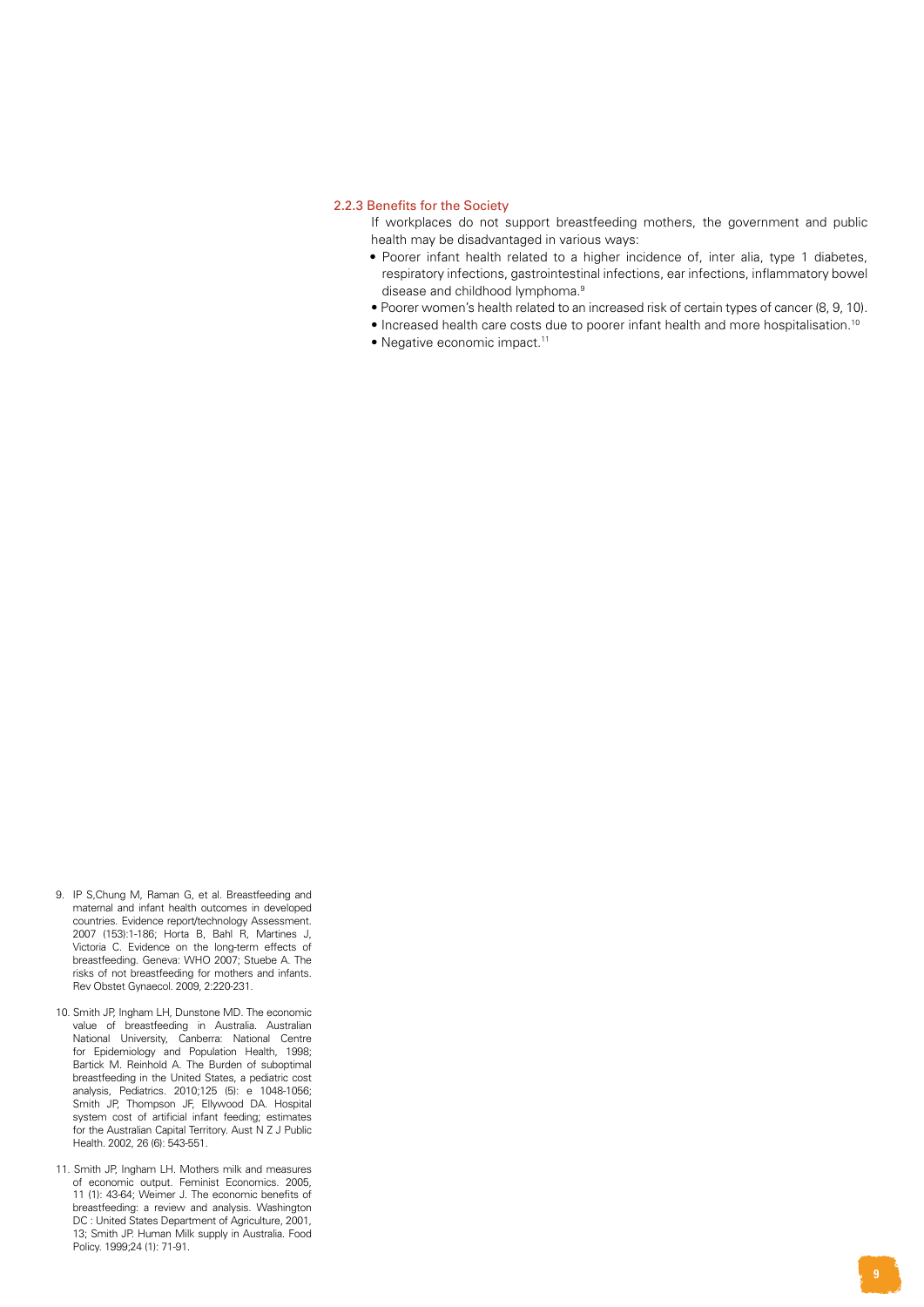### 2.2.3 Benefits for the Society

If workplaces do not support breastfeeding mothers, the government and public health may be disadvantaged in various ways:

- Poorer infant health related to a higher incidence of, inter alia, type 1 diabetes, respiratory infections, gastrointestinal infections, ear infections, inflammatory bowel disease and childhood lymphoma.[9]
- Poorer women's health related to an increased risk of certain types of cancer (8, 9, 10).
- Increased health care costs due to poorer infant health and more hospitalisation.[10]
- Negative economic impact.[11]

9. IP S,Chung M, Raman G, et al. Breastfeeding and maternal and infant health outcomes in developed countries. Evidence report/technology Assessment. 2007 (153):1-186; Horta B, Bahl R, Martines J, Victoria C. Evidence on the long-term effects of breastfeeding. Geneva: WHO 2007; Stuebe A. The risks of not breastfeeding for mothers and infants. Rev Obstet Gynaecol. 2009, 2:220-231.

10. Smith JP, Ingham LH, Dunstone MD. The economic value of breastfeeding in Australia. Australian National University, Canberra: National Centre for Epidemiology and Population Health, 1998; Bartick M. Reinhold A. The Burden of suboptimal breastfeeding in the United States, a pediatric cost analysis, Pediatrics. 2010;125 (5): e 1048-1056; Smith JP, Thompson JF, Ellywood DA. Hospital system cost of artificial infant feeding; estimates for the Australian Capital Territory. Aust N Z J Public Health. 2002, 26 (6): 543-551.

11. Smith JP, Ingham LH. Mothers milk and measures of economic output. Feminist Economics. 2005, 11 (1): 43-64; Weimer J. The economic benefits of breastfeeding: a review and analysis. Washington DC : United States Department of Agriculture, 2001, 13; Smith JP. Human Milk supply in Australia. Food Policy. 1999;24 (1): 71-91.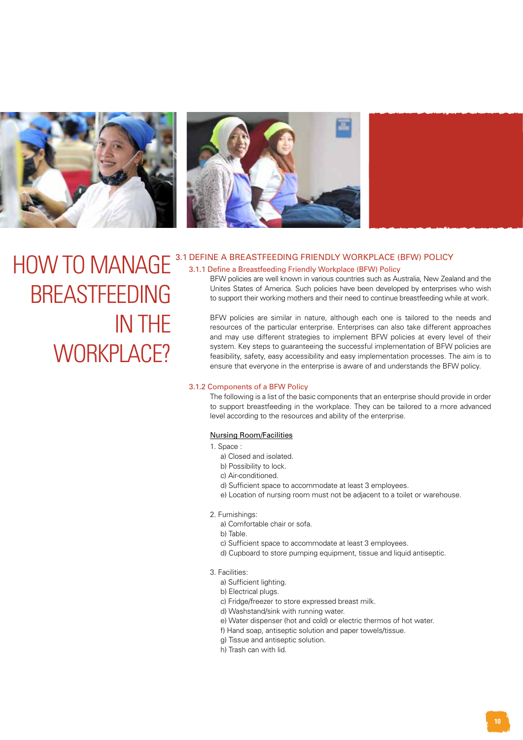# HOW TO MANAGE BREASTFEEDING IN THE WORKPLACE?

## 3.1 DEFINE A BREASTFEEDING FRIENDLY WORKPLACE (BFW) POLICY

### 3.1.1 Define a Breastfeeding Friendly Workplace (BFW) Policy

BFW policies are well known in various countries such as Australia, New Zealand and the Unites States of America. Such policies have been developed by enterprises who wish to support their working mothers and their need to continue breastfeeding while at work.

BFW policies are similar in nature, although each one is tailored to the needs and resources of the particular enterprise. Enterprises can also take different approaches and may use different strategies to implement BFW policies at every level of their system. Key steps to guaranteeing the successful implementation of BFW policies are feasibility, safety, easy accessibility and easy implementation processes. The aim is to ensure that everyone in the enterprise is aware of and understands the BFW policy.

### 3.1.2 Components of a BFW Policy

The following is a list of the basic components that an enterprise should provide in order to support breastfeeding in the workplace. They can be tailored to a more advanced level according to the resources and ability of the enterprise.

<u>Nursing Room/Facilities</u>

1. Space :
   a) Closed and isolated.
   b) Possibility to lock.
   c) Air-conditioned.
   d) Sufficient space to accommodate at least 3 employees.
   e) Location of nursing room must not be adjacent to a toilet or warehouse.

2. Furnishings:
   a) Comfortable chair or sofa.
   b) Table.
   c) Sufficient space to accommodate at least 3 employees.
   d) Cupboard to store pumping equipment, tissue and liquid antiseptic.

3. Facilities:
   a) Sufficient lighting.
   b) Electrical plugs.
   c) Fridge/freezer to store expressed breast milk.
   d) Washstand/sink with running water.
   e) Water dispenser (hot and cold) or electric thermos of hot water.
   f) Hand soap, antiseptic solution and paper towels/tissue.
   g) Tissue and antiseptic solution.
   h) Trash can with lid.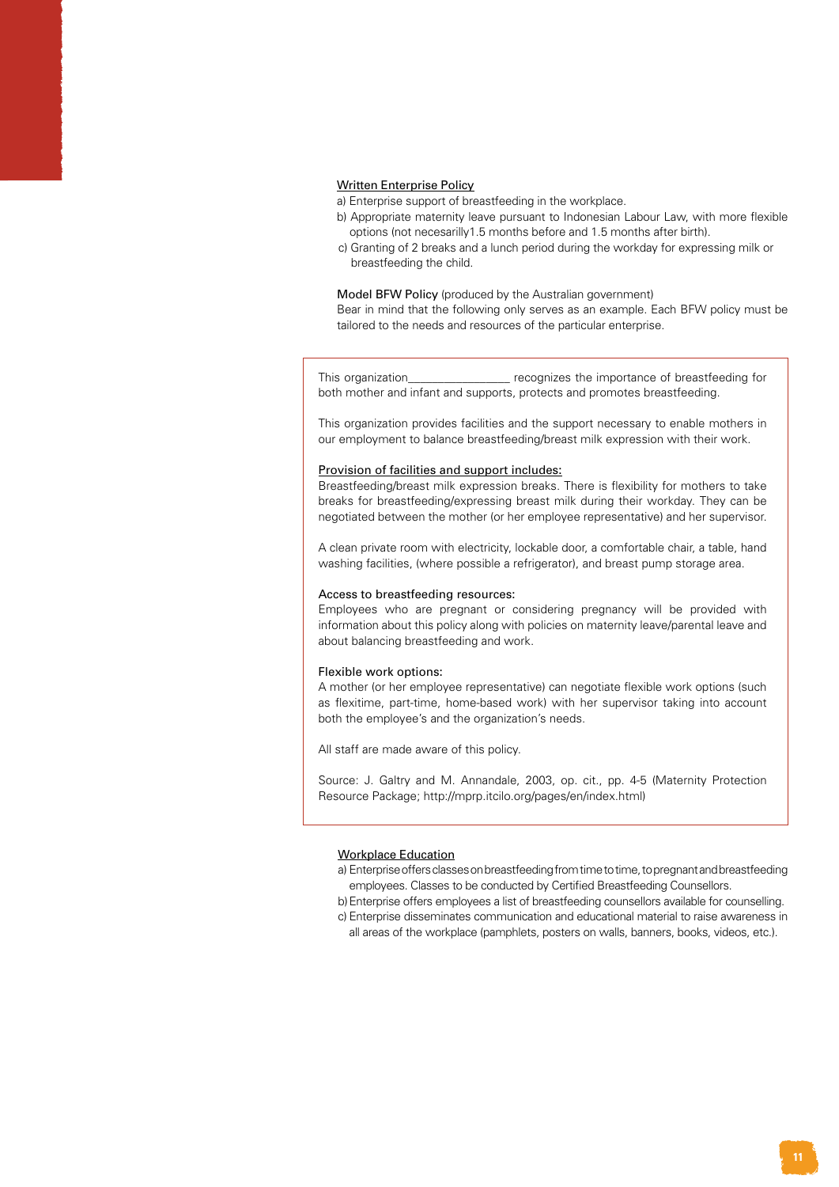Written Enterprise Policy

a) Enterprise support of breastfeeding in the workplace.
b) Appropriate maternity leave pursuant to Indonesian Labour Law, with more flexible options (not necesarilly1.5 months before and 1.5 months after birth).
c) Granting of 2 breaks and a lunch period during the workday for expressing milk or breastfeeding the child.

Model BFW Policy (produced by the Australian government)
Bear in mind that the following only serves as an example. Each BFW policy must be tailored to the needs and resources of the particular enterprise.

---

This organization________________ recognizes the importance of breastfeeding for both mother and infant and supports, protects and promotes breastfeeding.

This organization provides facilities and the support necessary to enable mothers in our employment to balance breastfeeding/breast milk expression with their work.

Provision of facilities and support includes:
Breastfeeding/breast milk expression breaks. There is flexibility for mothers to take breaks for breastfeeding/expressing breast milk during their workday. They can be negotiated between the mother (or her employee representative) and her supervisor.

A clean private room with electricity, lockable door, a comfortable chair, a table, hand washing facilities, (where possible a refrigerator), and breast pump storage area.

Access to breastfeeding resources:
Employees who are pregnant or considering pregnancy will be provided with information about this policy along with policies on maternity leave/parental leave and about balancing breastfeeding and work.

Flexible work options:
A mother (or her employee representative) can negotiate flexible work options (such as flexitime, part-time, home-based work) with her supervisor taking into account both the employee's and the organization's needs.

All staff are made aware of this policy.

Source: J. Galtry and M. Annandale, 2003, op. cit., pp. 4-5 (Maternity Protection Resource Package; http://mprp.itcilo.org/pages/en/index.html)

---

Workplace Education

a) Enterprise offers classes on breastfeeding from time to time, to pregnant and breastfeeding employees. Classes to be conducted by Certified Breastfeeding Counsellors.
b) Enterprise offers employees a list of breastfeeding counsellors available for counselling.
c) Enterprise disseminates communication and educational material to raise awareness in all areas of the workplace (pamphlets, posters on walls, banners, books, videos, etc.).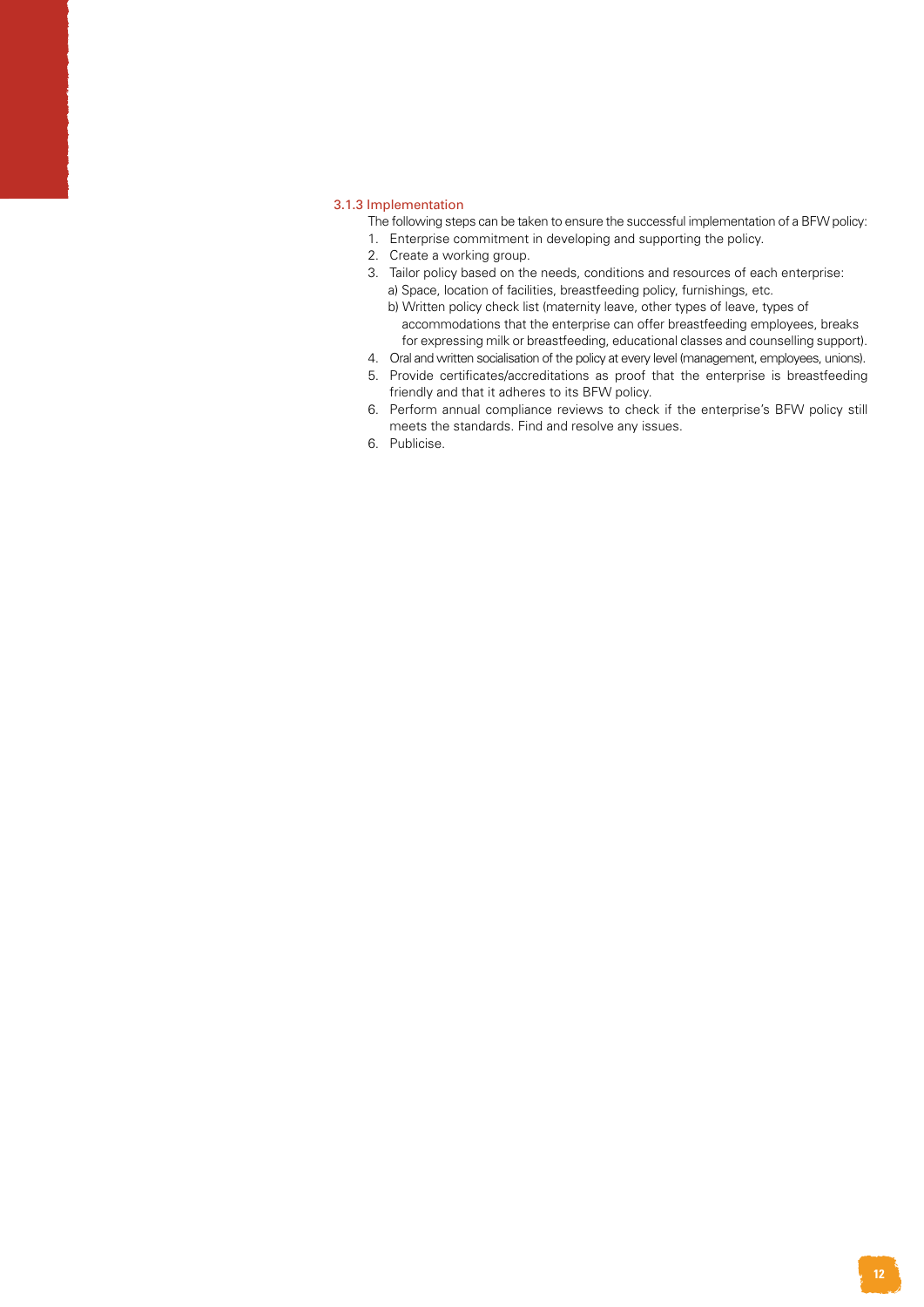### 3.1.3 Implementation

The following steps can be taken to ensure the successful implementation of a BFW policy:

1. Enterprise commitment in developing and supporting the policy.
2. Create a working group.
3. Tailor policy based on the needs, conditions and resources of each enterprise:
   a) Space, location of facilities, breastfeeding policy, furnishings, etc.
   b) Written policy check list (maternity leave, other types of leave, types of accommodations that the enterprise can offer breastfeeding employees, breaks for expressing milk or breastfeeding, educational classes and counselling support).
4. Oral and written socialisation of the policy at every level (management, employees, unions).
5. Provide certificates/accreditations as proof that the enterprise is breastfeeding friendly and that it adheres to its BFW policy.
6. Perform annual compliance reviews to check if the enterprise's BFW policy still meets the standards. Find and resolve any issues.
6. Publicise.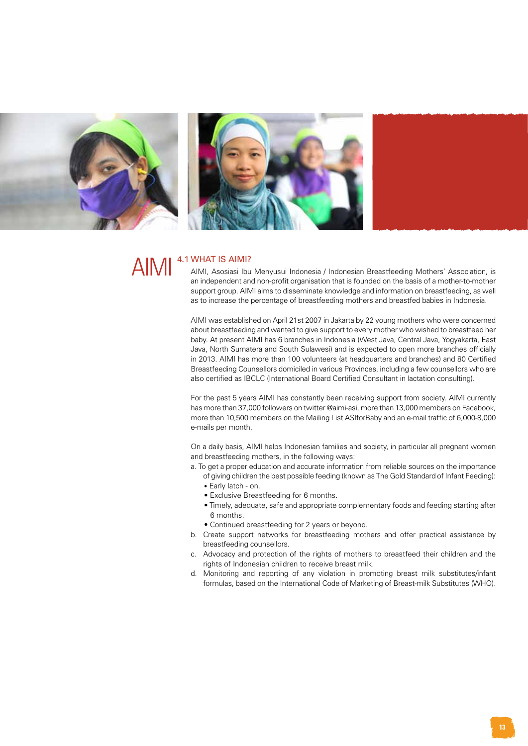# AIMI

## 4.1 WHAT IS AIMI?

AIMI, Asosiasi Ibu Menyusui Indonesia / Indonesian Breastfeeding Mothers' Association, is an independent and non-profit organisation that is founded on the basis of a mother-to-mother support group. AIMI aims to disseminate knowledge and information on breastfeeding, as well as to increase the percentage of breastfeeding mothers and breastfed babies in Indonesia.

AIMI was established on April 21st 2007 in Jakarta by 22 young mothers who were concerned about breastfeeding and wanted to give support to every mother who wished to breastfeed her baby. At present AIMI has 6 branches in Indonesia (West Java, Central Java, Yogyakarta, East Java, North Sumatera and South Sulawesi) and is expected to open more branches officially in 2013. AIMI has more than 100 volunteers (at headquarters and branches) and 80 Certified Breastfeeding Counsellors domiciled in various Provinces, including a few counsellors who are also certified as IBCLC (International Board Certified Consultant in lactation consulting).

For the past 5 years AIMI has constantly been receiving support from society. AIMI currently has more than 37,000 followers on twitter @aimi-asi, more than 13,000 members on Facebook, more than 10,500 members on the Mailing List ASIforBaby and an e-mail traffic of 6,000-8,000 e-mails per month.

On a daily basis, AIMI helps Indonesian families and society, in particular all pregnant women and breastfeeding mothers, in the following ways:

a. To get a proper education and accurate information from reliable sources on the importance of giving children the best possible feeding (known as The Gold Standard of Infant Feeding):
   - Early latch - on.
   - Exclusive Breastfeeding for 6 months.
   - Timely, adequate, safe and appropriate complementary foods and feeding starting after 6 months.
   - Continued breastfeeding for 2 years or beyond.

b. Create support networks for breastfeeding mothers and offer practical assistance by breastfeeding counsellors.

c. Advocacy and protection of the rights of mothers to breastfeed their children and the rights of Indonesian children to receive breast milk.

d. Monitoring and reporting of any violation in promoting breast milk substitutes/infant formulas, based on the International Code of Marketing of Breast-milk Substitutes (WHO).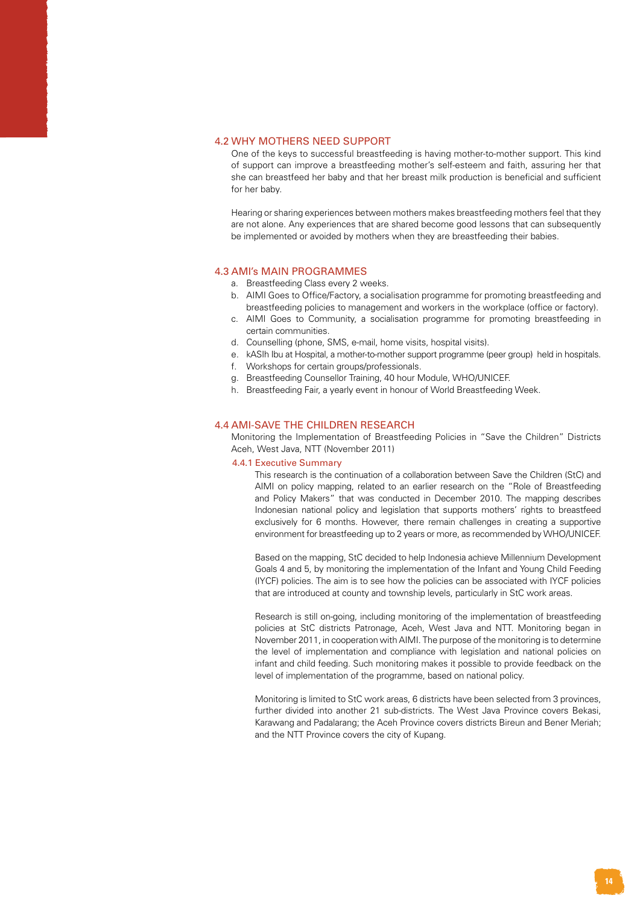## 4.2 WHY MOTHERS NEED SUPPORT

One of the keys to successful breastfeeding is having mother-to-mother support. This kind of support can improve a breastfeeding mother's self-esteem and faith, assuring her that she can breastfeed her baby and that her breast milk production is beneficial and sufficient for her baby.

Hearing or sharing experiences between mothers makes breastfeeding mothers feel that they are not alone. Any experiences that are shared become good lessons that can subsequently be implemented or avoided by mothers when they are breastfeeding their babies.

## 4.3 AMI's MAIN PROGRAMMES

a. Breastfeeding Class every 2 weeks.
b. AIMI Goes to Office/Factory, a socialisation programme for promoting breastfeeding and breastfeeding policies to management and workers in the workplace (office or factory).
c. AIMI Goes to Community, a socialisation programme for promoting breastfeeding in certain communities.
d. Counselling (phone, SMS, e-mail, home visits, hospital visits).
e. kASIh Ibu at Hospital, a mother-to-mother support programme (peer group) held in hospitals.
f. Workshops for certain groups/professionals.
g. Breastfeeding Counsellor Training, 40 hour Module, WHO/UNICEF.
h. Breastfeeding Fair, a yearly event in honour of World Breastfeeding Week.

## 4.4 AMI-SAVE THE CHILDREN RESEARCH

Monitoring the Implementation of Breastfeeding Policies in "Save the Children" Districts Aceh, West Java, NTT (November 2011)

### 4.4.1 Executive Summary

This research is the continuation of a collaboration between Save the Children (StC) and AIMI on policy mapping, related to an earlier research on the "Role of Breastfeeding and Policy Makers" that was conducted in December 2010. The mapping describes Indonesian national policy and legislation that supports mothers' rights to breastfeed exclusively for 6 months. However, there remain challenges in creating a supportive environment for breastfeeding up to 2 years or more, as recommended by WHO/UNICEF.

Based on the mapping, StC decided to help Indonesia achieve Millennium Development Goals 4 and 5, by monitoring the implementation of the Infant and Young Child Feeding (IYCF) policies. The aim is to see how the policies can be associated with IYCF policies that are introduced at county and township levels, particularly in StC work areas.

Research is still on-going, including monitoring of the implementation of breastfeeding policies at StC districts Patronage, Aceh, West Java and NTT. Monitoring began in November 2011, in cooperation with AIMI. The purpose of the monitoring is to determine the level of implementation and compliance with legislation and national policies on infant and child feeding. Such monitoring makes it possible to provide feedback on the level of implementation of the programme, based on national policy.

Monitoring is limited to StC work areas, 6 districts have been selected from 3 provinces, further divided into another 21 sub-districts. The West Java Province covers Bekasi, Karawang and Padalarang; the Aceh Province covers districts Bireun and Bener Meriah; and the NTT Province covers the city of Kupang.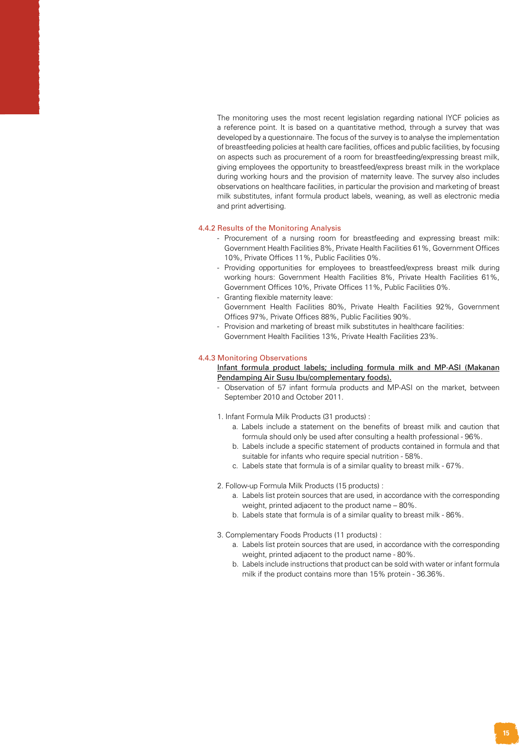The monitoring uses the most recent legislation regarding national IYCF policies as a reference point. It is based on a quantitative method, through a survey that was developed by a questionnaire. The focus of the survey is to analyse the implementation of breastfeeding policies at health care facilities, offices and public facilities, by focusing on aspects such as procurement of a room for breastfeeding/expressing breast milk, giving employees the opportunity to breastfeed/express breast milk in the workplace during working hours and the provision of maternity leave. The survey also includes observations on healthcare facilities, in particular the provision and marketing of breast milk substitutes, infant formula product labels, weaning, as well as electronic media and print advertising.

### 4.4.2 Results of the Monitoring Analysis

- Procurement of a nursing room for breastfeeding and expressing breast milk: Government Health Facilities 8%, Private Health Facilities 61%, Government Offices 10%, Private Offices 11%, Public Facilities 0%.
- Providing opportunities for employees to breastfeed/express breast milk during working hours: Government Health Facilities 8%, Private Health Facilities 61%, Government Offices 10%, Private Offices 11%, Public Facilities 0%.
- Granting flexible maternity leave:
  Government Health Facilities 80%, Private Health Facilities 92%, Government Offices 97%, Private Offices 88%, Public Facilities 90%.
- Provision and marketing of breast milk substitutes in healthcare facilities:
  Government Health Facilities 13%, Private Health Facilities 23%.

### 4.4.3 Monitoring Observations

<u>Infant formula product labels; including formula milk and MP-ASI (Makanan Pendamping Air Susu Ibu/complementary foods).</u>

- Observation of 57 infant formula products and MP-ASI on the market, between September 2010 and October 2011.

1. Infant Formula Milk Products (31 products) :
   a. Labels include a statement on the benefits of breast milk and caution that formula should only be used after consulting a health professional - 96%.
   b. Labels include a specific statement of products contained in formula and that suitable for infants who require special nutrition - 58%.
   c. Labels state that formula is of a similar quality to breast milk - 67%.

2. Follow-up Formula Milk Products (15 products) :
   a. Labels list protein sources that are used, in accordance with the corresponding weight, printed adjacent to the product name – 80%.
   b. Labels state that formula is of a similar quality to breast milk - 86%.

3. Complementary Foods Products (11 products) :
   a. Labels list protein sources that are used, in accordance with the corresponding weight, printed adjacent to the product name - 80%.
   b. Labels include instructions that product can be sold with water or infant formula milk if the product contains more than 15% protein - 36.36%.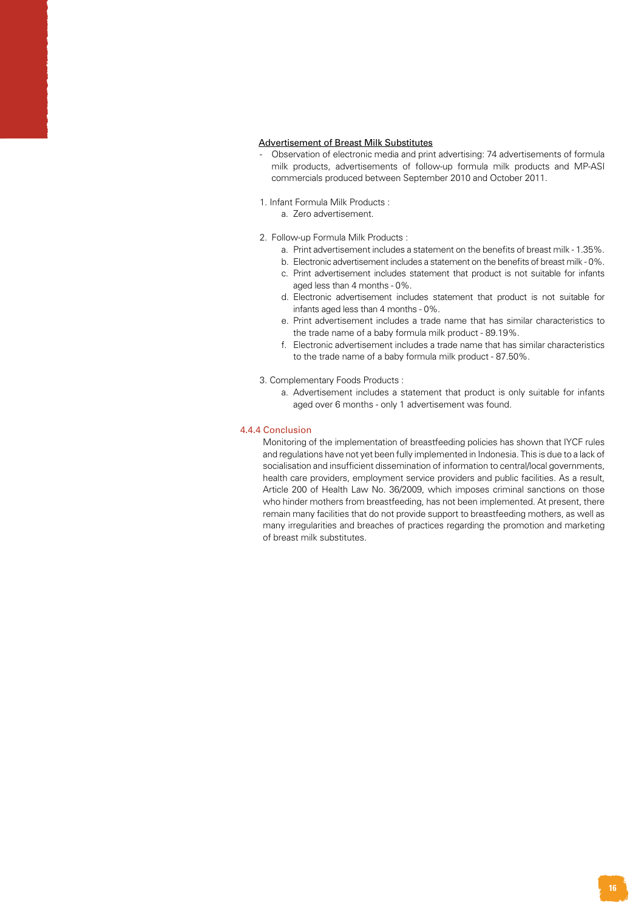Advertisement of Breast Milk Substitutes

- Observation of electronic media and print advertising: 74 advertisements of formula milk products, advertisements of follow-up formula milk products and MP-ASI commercials produced between September 2010 and October 2011.

1. Infant Formula Milk Products :
   a. Zero advertisement.

2. Follow-up Formula Milk Products :
   a. Print advertisement includes a statement on the benefits of breast milk - 1.35%.
   b. Electronic advertisement includes a statement on the benefits of breast milk - 0%.
   c. Print advertisement includes statement that product is not suitable for infants aged less than 4 months - 0%.
   d. Electronic advertisement includes statement that product is not suitable for infants aged less than 4 months - 0%.
   e. Print advertisement includes a trade name that has similar characteristics to the trade name of a baby formula milk product - 89.19%.
   f. Electronic advertisement includes a trade name that has similar characteristics to the trade name of a baby formula milk product - 87.50%.

3. Complementary Foods Products :
   a. Advertisement includes a statement that product is only suitable for infants aged over 6 months - only 1 advertisement was found.

### 4.4.4 Conclusion

Monitoring of the implementation of breastfeeding policies has shown that IYCF rules and regulations have not yet been fully implemented in Indonesia. This is due to a lack of socialisation and insufficient dissemination of information to central/local governments, health care providers, employment service providers and public facilities. As a result, Article 200 of Health Law No. 36/2009, which imposes criminal sanctions on those who hinder mothers from breastfeeding, has not been implemented. At present, there remain many facilities that do not provide support to breastfeeding mothers, as well as many irregularities and breaches of practices regarding the promotion and marketing of breast milk substitutes.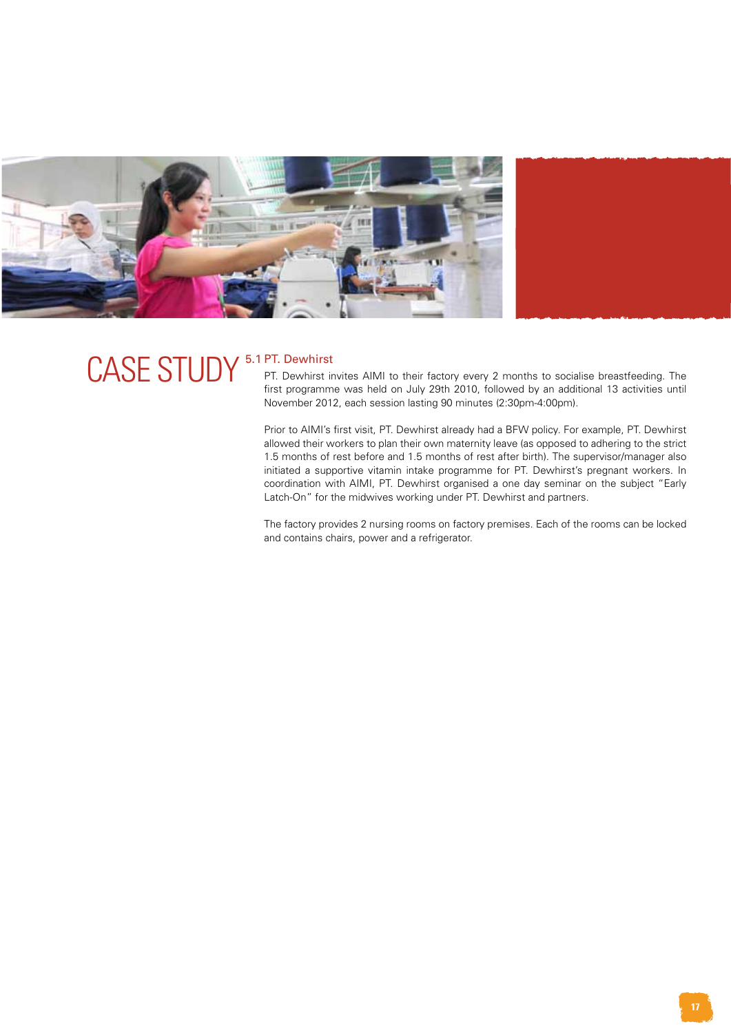# CASE STUDY

## 5.1 PT. Dewhirst

PT. Dewhirst invites AIMI to their factory every 2 months to socialise breastfeeding. The first programme was held on July 29th 2010, followed by an additional 13 activities until November 2012, each session lasting 90 minutes (2:30pm-4:00pm).

Prior to AIMI's first visit, PT. Dewhirst already had a BFW policy. For example, PT. Dewhirst allowed their workers to plan their own maternity leave (as opposed to adhering to the strict 1.5 months of rest before and 1.5 months of rest after birth). The supervisor/manager also initiated a supportive vitamin intake programme for PT. Dewhirst's pregnant workers. In coordination with AIMI, PT. Dewhirst organised a one day seminar on the subject "Early Latch-On" for the midwives working under PT. Dewhirst and partners.

The factory provides 2 nursing rooms on factory premises. Each of the rooms can be locked and contains chairs, power and a refrigerator.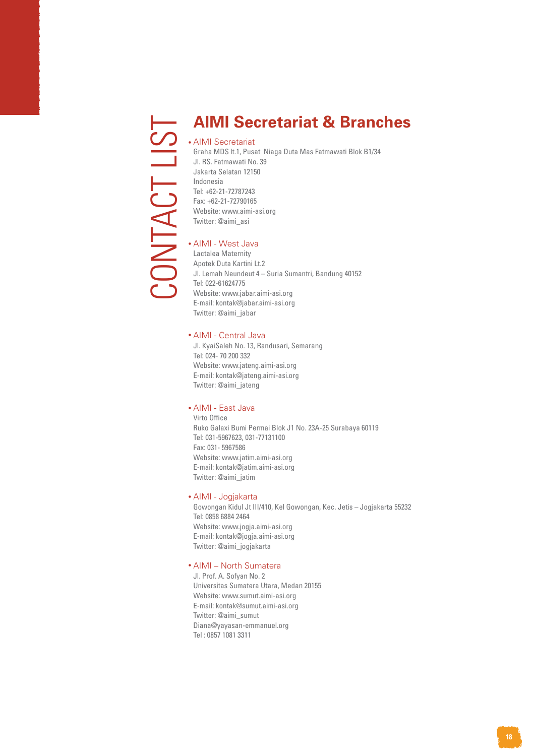CONTACT LIST

## AIMI Secretariat & Branches

- AIMI Secretariat

  Graha MDS lt.1, Pusat Niaga Duta Mas Fatmawati Blok B1/34
  Jl. RS. Fatmawati No. 39
  Jakarta Selatan 12150
  Indonesia
  Tel: +62-21-72787243
  Fax: +62-21-72790165
  Website: www.aimi-asi.org
  Twitter: @aimi_asi

- AIMI - West Java

  Lactalea Maternity
  Apotek Duta Kartini Lt.2
  Jl. Lemah Neundeut 4 – Suria Sumantri, Bandung 40152
  Tel: 022-61624775
  Website: www.jabar.aimi-asi.org
  E-mail: kontak@jabar.aimi-asi.org
  Twitter: @aimi_jabar

- AIMI - Central Java

  Jl. KyaiSaleh No. 13, Randusari, Semarang
  Tel: 024- 70 200 332
  Website: www.jateng.aimi-asi.org
  E-mail: kontak@jateng.aimi-asi.org
  Twitter: @aimi_jateng

- AIMI - East Java

  Virto Office
  Ruko Galaxi Bumi Permai Blok J1 No. 23A-25 Surabaya 60119
  Tel: 031-5967623, 031-77131100
  Fax: 031- 5967586
  Website: www.jatim.aimi-asi.org
  E-mail: kontak@jatim.aimi-asi.org
  Twitter: @aimi_jatim

- AIMI - Jogjakarta

  Gowongan Kidul Jt III/410, Kel Gowongan, Kec. Jetis – Jogjakarta 55232
  Tel: 0858 6884 2464
  Website: www.jogja.aimi-asi.org
  E-mail: kontak@jogja.aimi-asi.org
  Twitter: @aimi_jogjakarta

- AIMI – North Sumatera

  Jl. Prof. A. Sofyan No. 2
  Universitas Sumatera Utara, Medan 20155
  Website: www.sumut.aimi-asi.org
  E-mail: kontak@sumut.aimi-asi.org
  Twitter: @aimi_sumut
  Diana@yayasan-emmanuel.org
  Tel : 0857 1081 3311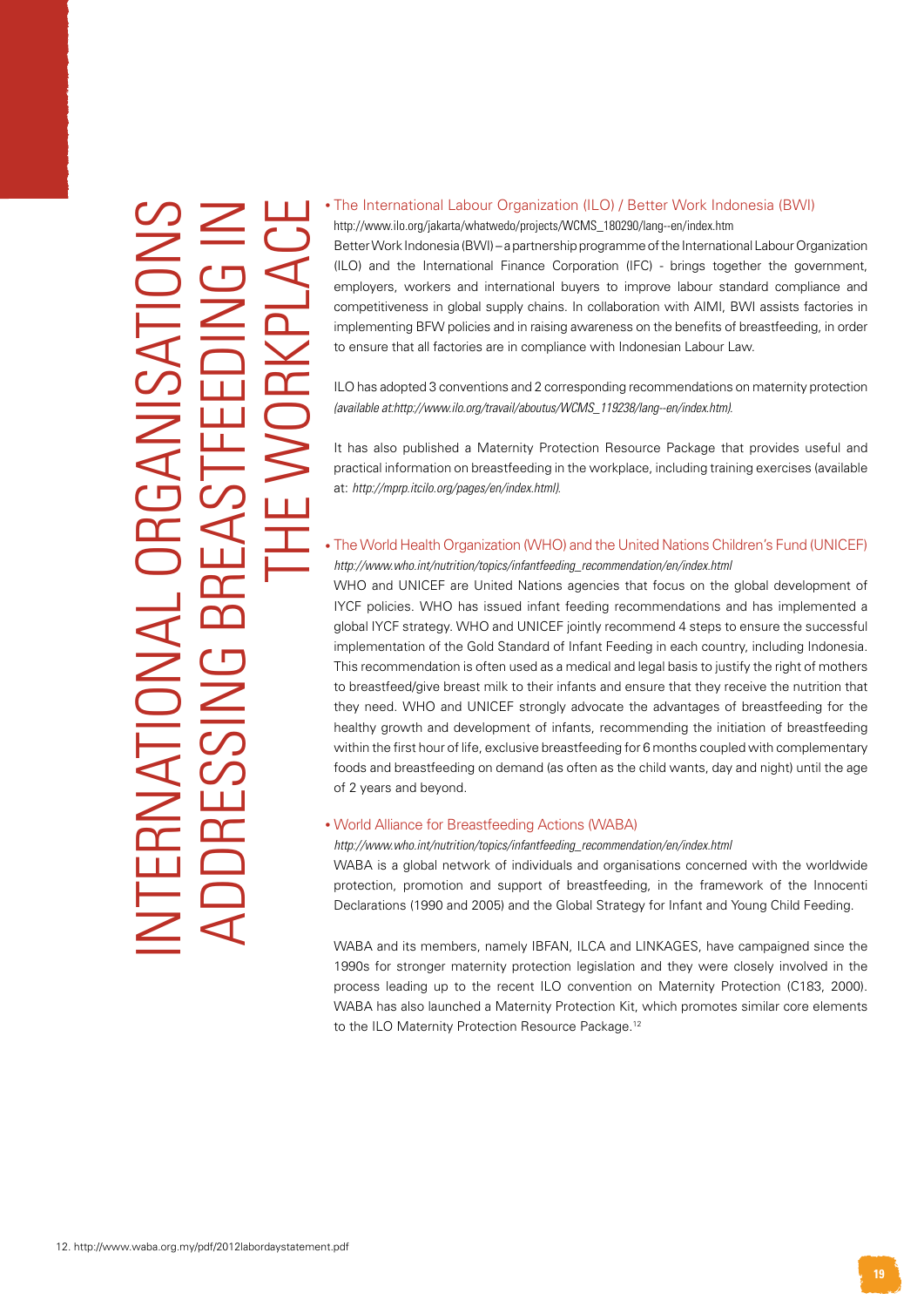# INTERNATIONAL ORGANISATIONS ADDRESSING BREASTFEEDING IN THE WORKPLACE

- **The International Labour Organization (ILO) / Better Work Indonesia (BWI)**

http://www.ilo.org/jakarta/whatwedo/projects/WCMS_180290/lang--en/index.htm

Better Work Indonesia (BWI) – a partnership programme of the International Labour Organization (ILO) and the International Finance Corporation (IFC) - brings together the government, employers, workers and international buyers to improve labour standard compliance and competitiveness in global supply chains. In collaboration with AIMI, BWI assists factories in implementing BFW policies and in raising awareness on the benefits of breastfeeding, in order to ensure that all factories are in compliance with Indonesian Labour Law.

ILO has adopted 3 conventions and 2 corresponding recommendations on maternity protection *(available at:http://www.ilo.org/travail/aboutus/WCMS_119238/lang--en/index.htm).*

It has also published a Maternity Protection Resource Package that provides useful and practical information on breastfeeding in the workplace, including training exercises (available at: *http://mprp.itcilo.org/pages/en/index.html).*

- **The World Health Organization (WHO) and the United Nations Children's Fund (UNICEF)**

*http://www.who.int/nutrition/topics/infantfeeding_recommendation/en/index.html*

WHO and UNICEF are United Nations agencies that focus on the global development of IYCF policies. WHO has issued infant feeding recommendations and has implemented a global IYCF strategy. WHO and UNICEF jointly recommend 4 steps to ensure the successful implementation of the Gold Standard of Infant Feeding in each country, including Indonesia. This recommendation is often used as a medical and legal basis to justify the right of mothers to breastfeed/give breast milk to their infants and ensure that they receive the nutrition that they need. WHO and UNICEF strongly advocate the advantages of breastfeeding for the healthy growth and development of infants, recommending the initiation of breastfeeding within the first hour of life, exclusive breastfeeding for 6 months coupled with complementary foods and breastfeeding on demand (as often as the child wants, day and night) until the age of 2 years and beyond.

- **World Alliance for Breastfeeding Actions (WABA)**

*http://www.who.int/nutrition/topics/infantfeeding_recommendation/en/index.html*

WABA is a global network of individuals and organisations concerned with the worldwide protection, promotion and support of breastfeeding, in the framework of the Innocenti Declarations (1990 and 2005) and the Global Strategy for Infant and Young Child Feeding.

WABA and its members, namely IBFAN, ILCA and LINKAGES, have campaigned since the 1990s for stronger maternity protection legislation and they were closely involved in the process leading up to the recent ILO convention on Maternity Protection (C183, 2000). WABA has also launched a Maternity Protection Kit, which promotes similar core elements to the ILO Maternity Protection Resource Package.[12]

12. http://www.waba.org.my/pdf/2012labordaystatement.pdf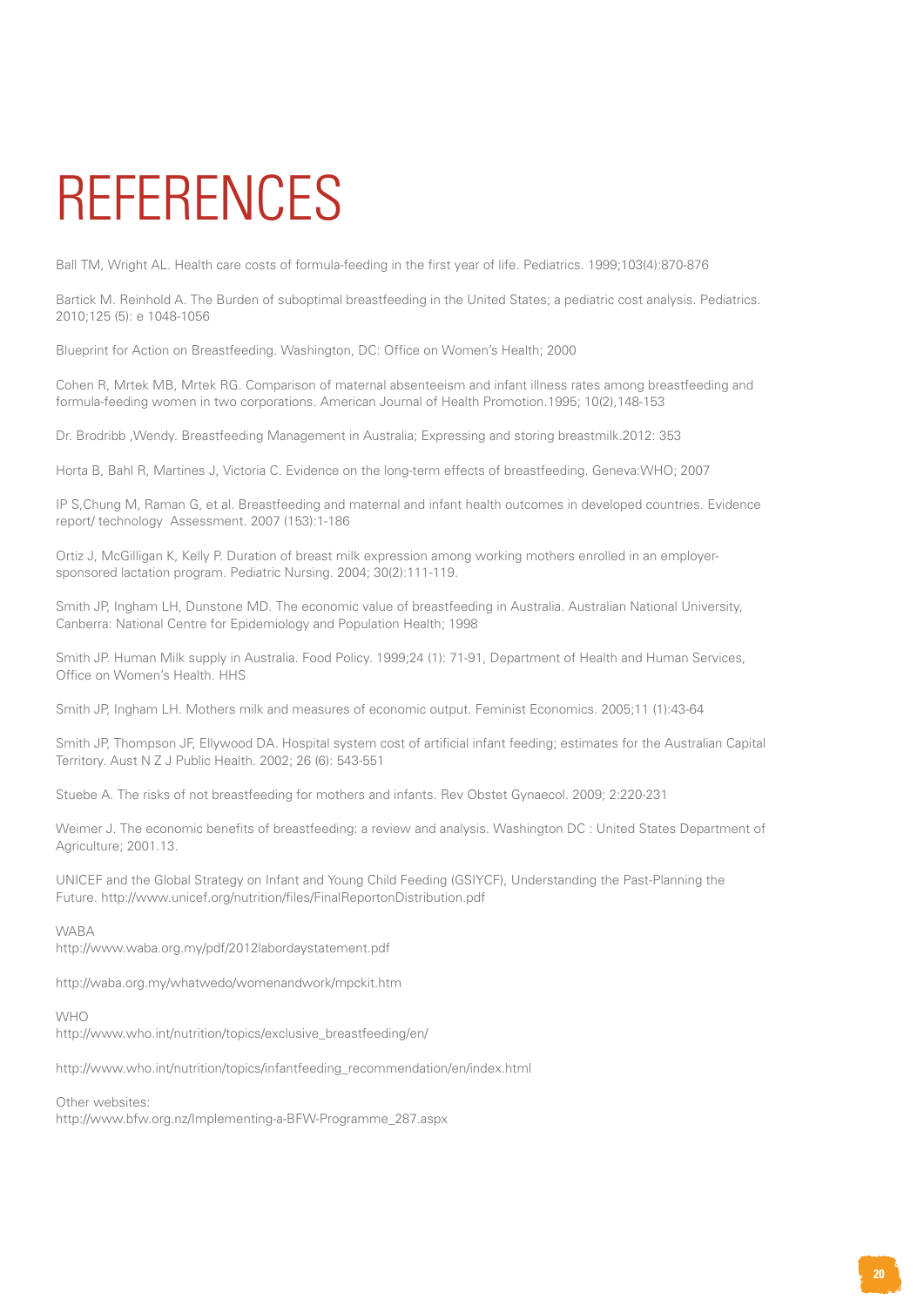# REFERENCES

Ball TM, Wright AL. Health care costs of formula-feeding in the first year of life. Pediatrics. 1999;103(4):870-876

Bartick M. Reinhold A. The Burden of suboptimal breastfeeding in the United States; a pediatric cost analysis. Pediatrics. 2010;125 (5): e 1048-1056

Blueprint for Action on Breastfeeding. Washington, DC: Office on Women's Health; 2000

Cohen R, Mrtek MB, Mrtek RG. Comparison of maternal absenteeism and infant illness rates among breastfeeding and formula-feeding women in two corporations. American Journal of Health Promotion.1995; 10(2),148-153

Dr. Brodribb ,Wendy. Breastfeeding Management in Australia; Expressing and storing breastmilk.2012: 353

Horta B, Bahl R, Martines J, Victoria C. Evidence on the long-term effects of breastfeeding. Geneva:WHO; 2007

IP S,Chung M, Raman G, et al. Breastfeeding and maternal and infant health outcomes in developed countries. Evidence report/ technology  Assessment. 2007 (153):1-186

Ortiz J, McGilligan K, Kelly P. Duration of breast milk expression among working mothers enrolled in an employer-sponsored lactation program. Pediatric Nursing. 2004; 30(2):111-119.

Smith JP, Ingham LH, Dunstone MD. The economic value of breastfeeding in Australia. Australian National University, Canberra: National Centre for Epidemiology and Population Health; 1998

Smith JP. Human Milk supply in Australia. Food Policy. 1999;24 (1): 71-91, Department of Health and Human Services, Office on Women's Health. HHS

Smith JP, Ingham LH. Mothers milk and measures of economic output. Feminist Economics. 2005;11 (1):43-64

Smith JP, Thompson JF, Ellywood DA. Hospital system cost of artificial infant feeding; estimates for the Australian Capital Territory. Aust N Z J Public Health. 2002; 26 (6): 543-551

Stuebe A. The risks of not breastfeeding for mothers and infants. Rev Obstet Gynaecol. 2009; 2:220-231

Weimer J. The economic benefits of breastfeeding: a review and analysis. Washington DC : United States Department of Agriculture; 2001.13.

UNICEF and the Global Strategy on Infant and Young Child Feeding (GSIYCF), Understanding the Past-Planning the Future. http://www.unicef.org/nutrition/files/FinalReportonDistribution.pdf

WABA
http://www.waba.org.my/pdf/2012labordaystatement.pdf

http://waba.org.my/whatwedo/womenandwork/mpckit.htm

WHO
http://www.who.int/nutrition/topics/exclusive_breastfeeding/en/

http://www.who.int/nutrition/topics/infantfeeding_recommendation/en/index.html

Other websites:
http://www.bfw.org.nz/Implementing-a-BFW-Programme_287.aspx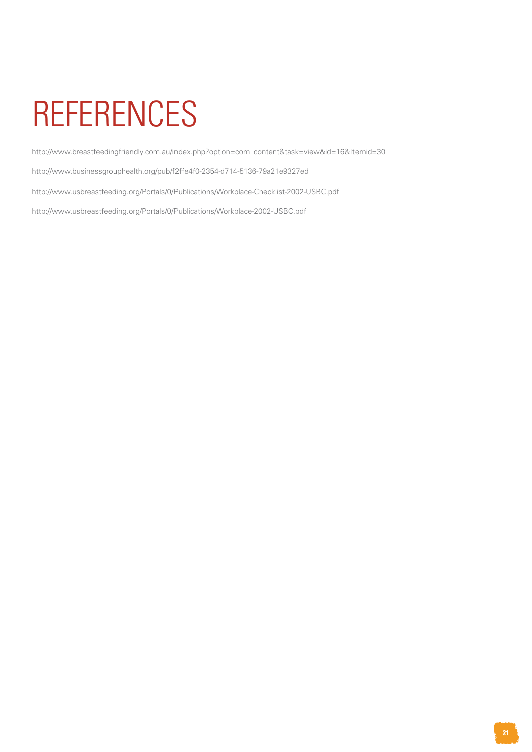# REFERENCES

http://www.breastfeedingfriendly.com.au/index.php?option=com_content&task=view&id=16&Itemid=30

http://www.businessgrouphealth.org/pub/f2ffe4f0-2354-d714-5136-79a21e9327ed

http://www.usbreastfeeding.org/Portals/0/Publications/Workplace-Checklist-2002-USBC.pdf

http://www.usbreastfeeding.org/Portals/0/Publications/Workplace-2002-USBC.pdf